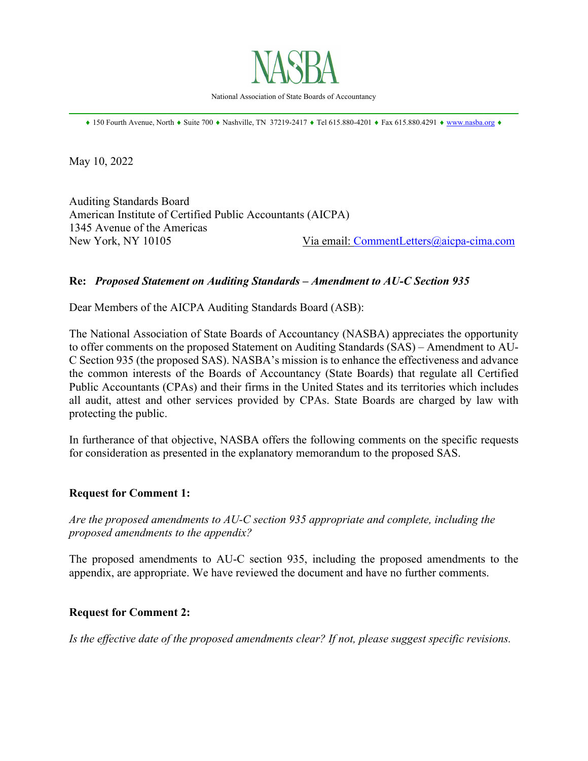# NASBA

National Association of State Boards of Accountancy

♦ 150 Fourth Avenue, North ♦ Suite 700 ♦ Nashville, TN 37219-2417 ♦ Tel 615.880-4201 ♦ Fax 615.880.4291 ♦ www.nasba.org ♦

May 10, 2022

Auditing Standards Board
American Institute of Certified Public Accountants (AICPA)
1345 Avenue of the Americas
New York, NY 10105 Via email: CommentLetters@aicpa-cima.com

**Re:** ***Proposed Statement on Auditing Standards – Amendment to AU-C Section 935***

Dear Members of the AICPA Auditing Standards Board (ASB):

The National Association of State Boards of Accountancy (NASBA) appreciates the opportunity to offer comments on the proposed Statement on Auditing Standards (SAS) – Amendment to AU-C Section 935 (the proposed SAS). NASBA's mission is to enhance the effectiveness and advance the common interests of the Boards of Accountancy (State Boards) that regulate all Certified Public Accountants (CPAs) and their firms in the United States and its territories which includes all audit, attest and other services provided by CPAs. State Boards are charged by law with protecting the public.

In furtherance of that objective, NASBA offers the following comments on the specific requests for consideration as presented in the explanatory memorandum to the proposed SAS.

**Request for Comment 1:**

*Are the proposed amendments to AU-C section 935 appropriate and complete, including the proposed amendments to the appendix?*

The proposed amendments to AU-C section 935, including the proposed amendments to the appendix, are appropriate. We have reviewed the document and have no further comments.

**Request for Comment 2:**

*Is the effective date of the proposed amendments clear? If not, please suggest specific revisions.*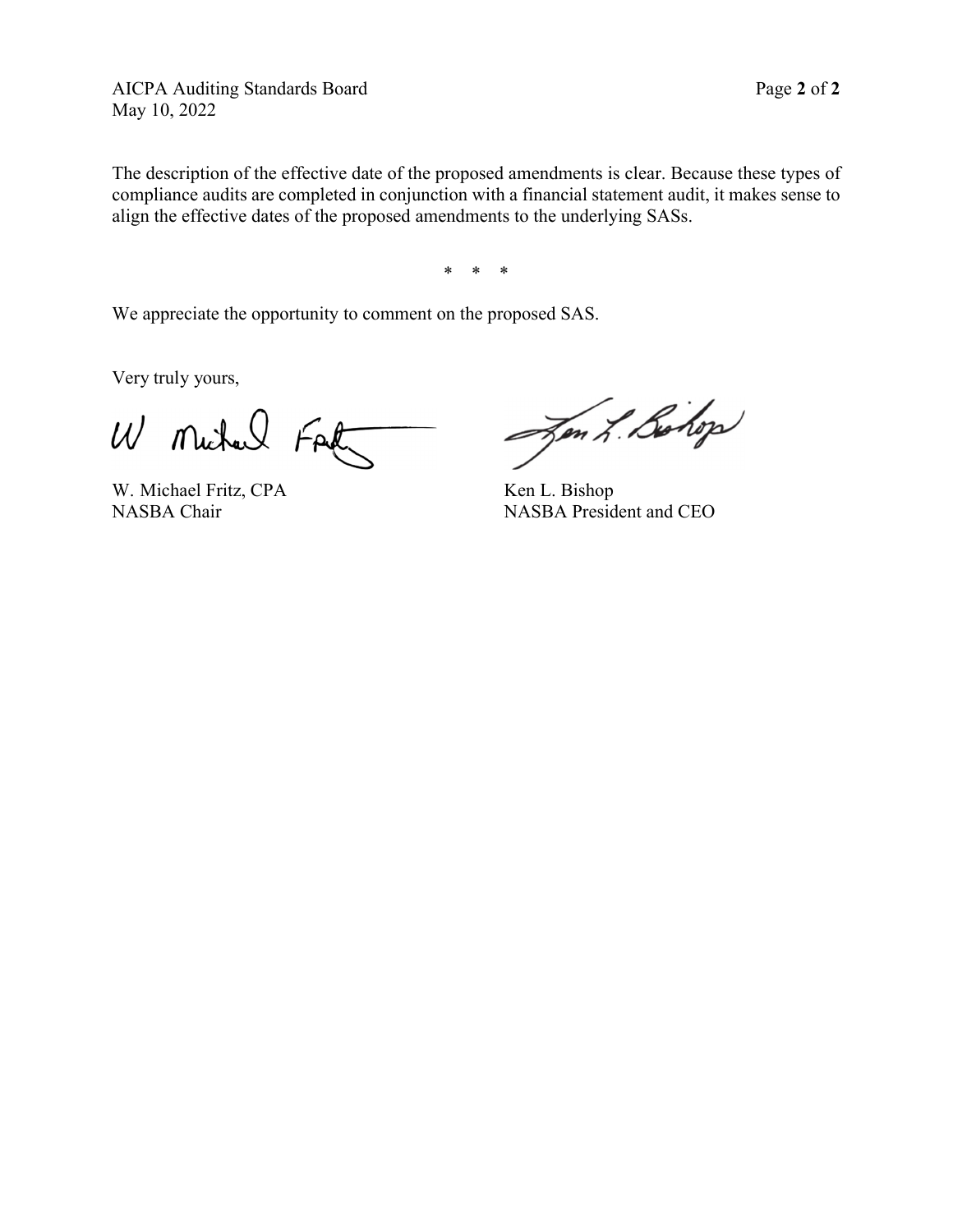The description of the effective date of the proposed amendments is clear. Because these types of compliance audits are completed in conjunction with a financial statement audit, it makes sense to align the effective dates of the proposed amendments to the underlying SASs.

\* \* \*

We appreciate the opportunity to comment on the proposed SAS.

Very truly yours,

W. Michael Fritz, CPA
NASBA Chair

Ken L. Bishop
NASBA President and CEO